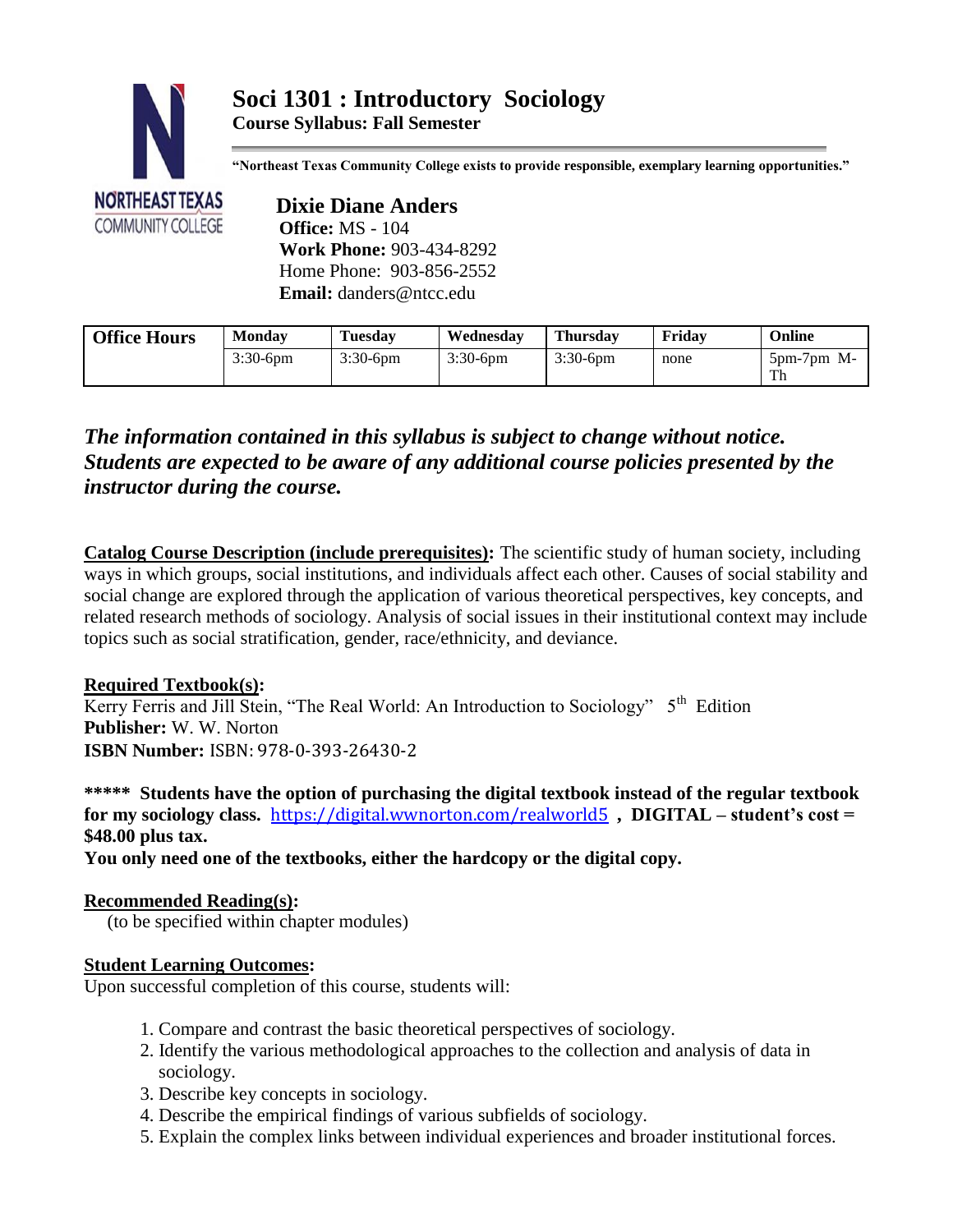# Soci 1301 : Introductory Sociology

**Course Syllabus: Fall Semester**

**"Northeast Texas Community College exists to provide responsible, exemplary learning opportunities."**

**Dixie Diane Anders**
**Office:** MS - 104
**Work Phone:** 903-434-8292
Home Phone: 903-856-2552
**Email:** danders@ntcc.edu

| Office Hours | Monday | Tuesday | Wednesday | Thursday | Friday | Online |
|---|---|---|---|---|---|---|
| | 3:30-6pm | 3:30-6pm | 3:30-6pm | 3:30-6pm | none | 5pm-7pm M-Th |

***The information contained in this syllabus is subject to change without notice. Students are expected to be aware of any additional course policies presented by the instructor during the course.***

**Catalog Course Description (include prerequisites):** The scientific study of human society, including ways in which groups, social institutions, and individuals affect each other. Causes of social stability and social change are explored through the application of various theoretical perspectives, key concepts, and related research methods of sociology. Analysis of social issues in their institutional context may include topics such as social stratification, gender, race/ethnicity, and deviance.

**Required Textbook(s):**
Kerry Ferris and Jill Stein, "The Real World: An Introduction to Sociology" 5th Edition
**Publisher:** W. W. Norton
**ISBN Number:** ISBN: 978-0-393-26430-2

**\*\*\*\*\* Students have the option of purchasing the digital textbook instead of the regular textbook for my sociology class.** https://digital.wwnorton.com/realworld5 **, DIGITAL – student's cost = $48.00 plus tax.**
**You only need one of the textbooks, either the hardcopy or the digital copy.**

**Recommended Reading(s):**
(to be specified within chapter modules)

**Student Learning Outcomes:**
Upon successful completion of this course, students will:

1. Compare and contrast the basic theoretical perspectives of sociology.
2. Identify the various methodological approaches to the collection and analysis of data in sociology.
3. Describe key concepts in sociology.
4. Describe the empirical findings of various subfields of sociology.
5. Explain the complex links between individual experiences and broader institutional forces.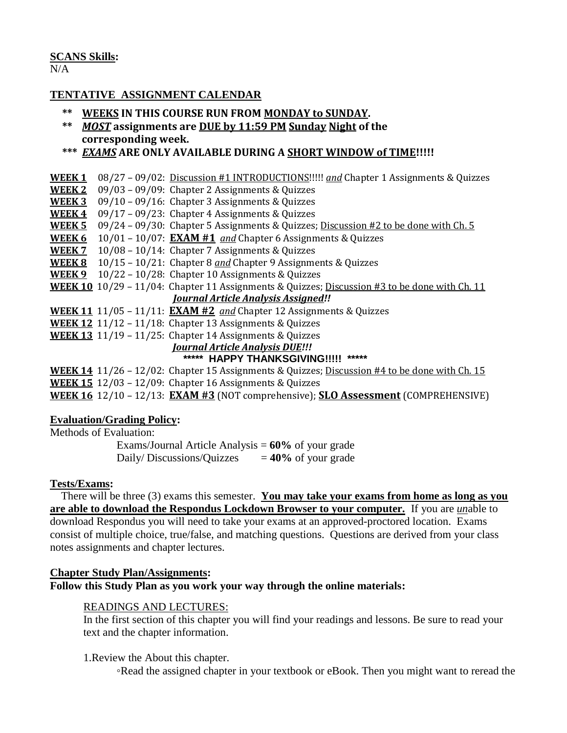**SCANS Skills:**
N/A

**TENTATIVE ASSIGNMENT CALENDAR**

- \*\* **WEEKS IN THIS COURSE RUN FROM MONDAY to SUNDAY.**
- \*\* ***MOST* assignments are DUE by 11:59 PM Sunday Night of the corresponding week.**
- \*\*\* ***EXAMS* ARE ONLY AVAILABLE DURING A SHORT WINDOW of TIME!!!!!**

**WEEK 1** 08/27 – 09/02: Discussion #1 INTRODUCTIONS!!!!! *and* Chapter 1 Assignments & Quizzes
**WEEK 2** 09/03 – 09/09: Chapter 2 Assignments & Quizzes
**WEEK 3** 09/10 – 09/16: Chapter 3 Assignments & Quizzes
**WEEK 4** 09/17 – 09/23: Chapter 4 Assignments & Quizzes
**WEEK 5** 09/24 – 09/30: Chapter 5 Assignments & Quizzes; Discussion #2 to be done with Ch. 5
**WEEK 6** 10/01 – 10/07: **EXAM #1** *and* Chapter 6 Assignments & Quizzes
**WEEK 7** 10/08 – 10/14: Chapter 7 Assignments & Quizzes
**WEEK 8** 10/15 – 10/21: Chapter 8 *and* Chapter 9 Assignments & Quizzes
**WEEK 9** 10/22 – 10/28: Chapter 10 Assignments & Quizzes
**WEEK 10** 10/29 – 11/04: Chapter 11 Assignments & Quizzes; Discussion #3 to be done with Ch. 11
***Journal Article Analysis Assigned!!***
**WEEK 11** 11/05 – 11/11: **EXAM #2** *and* Chapter 12 Assignments & Quizzes
**WEEK 12** 11/12 – 11/18: Chapter 13 Assignments & Quizzes
**WEEK 13** 11/19 – 11/25: Chapter 14 Assignments & Quizzes
***Journal Article Analysis DUE!!!***
**\*\*\*\*\* HAPPY THANKSGIVING!!!!! \*\*\*\*\***
**WEEK 14** 11/26 – 12/02: Chapter 15 Assignments & Quizzes; Discussion #4 to be done with Ch. 15
**WEEK 15** 12/03 – 12/09: Chapter 16 Assignments & Quizzes
**WEEK 16** 12/10 – 12/13: **EXAM #3** (NOT comprehensive); **SLO Assessment** (COMPREHENSIVE)

**Evaluation/Grading Policy:**
Methods of Evaluation:

Exams/Journal Article Analysis = **60%** of your grade
Daily/ Discussions/Quizzes = **40%** of your grade

**Tests/Exams:**
There will be three (3) exams this semester. **You may take your exams from home as long as you are able to download the Respondus Lockdown Browser to your computer.** If you are *un*able to download Respondus you will need to take your exams at an approved-proctored location. Exams consist of multiple choice, true/false, and matching questions. Questions are derived from your class notes assignments and chapter lectures.

**Chapter Study Plan/Assignments:**
**Follow this Study Plan as you work your way through the online materials:**

READINGS AND LECTURES:
In the first section of this chapter you will find your readings and lessons. Be sure to read your text and the chapter information.

1.Review the About this chapter.
- Read the assigned chapter in your textbook or eBook. Then you might want to reread the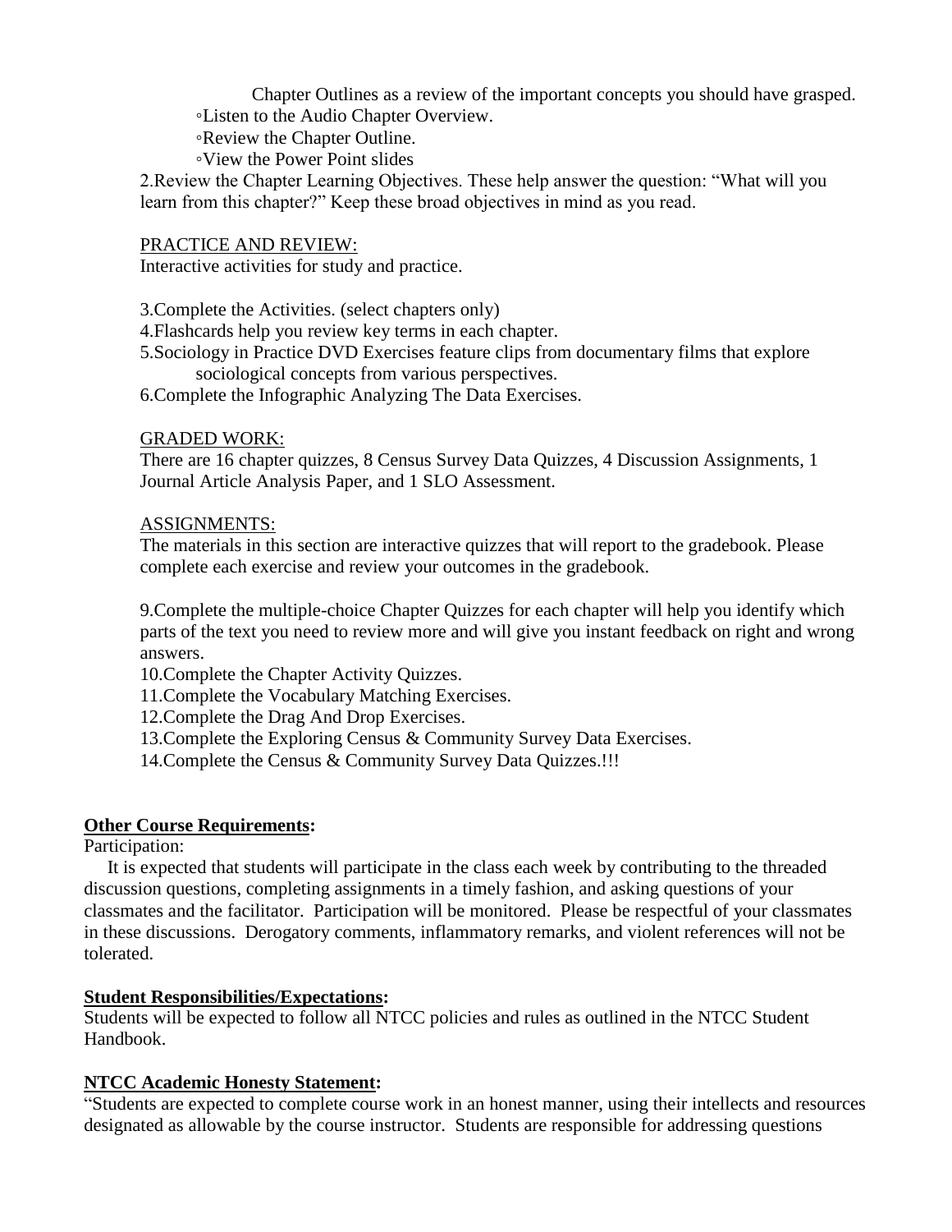Chapter Outlines as a review of the important concepts you should have grasped.

◦Listen to the Audio Chapter Overview.

◦Review the Chapter Outline.

◦View the Power Point slides

2.Review the Chapter Learning Objectives. These help answer the question: "What will you learn from this chapter?" Keep these broad objectives in mind as you read.

<u>PRACTICE AND REVIEW:</u>

Interactive activities for study and practice.

3.Complete the Activities. (select chapters only)

4.Flashcards help you review key terms in each chapter.

5.Sociology in Practice DVD Exercises feature clips from documentary films that explore sociological concepts from various perspectives.

6.Complete the Infographic Analyzing The Data Exercises.

<u>GRADED WORK:</u>

There are 16 chapter quizzes, 8 Census Survey Data Quizzes, 4 Discussion Assignments, 1 Journal Article Analysis Paper, and 1 SLO Assessment.

<u>ASSIGNMENTS:</u>

The materials in this section are interactive quizzes that will report to the gradebook. Please complete each exercise and review your outcomes in the gradebook.

9.Complete the multiple-choice Chapter Quizzes for each chapter will help you identify which parts of the text you need to review more and will give you instant feedback on right and wrong answers.

10.Complete the Chapter Activity Quizzes.

11.Complete the Vocabulary Matching Exercises.

12.Complete the Drag And Drop Exercises.

13.Complete the Exploring Census & Community Survey Data Exercises.

14.Complete the Census & Community Survey Data Quizzes.!!!

**<u>Other Course Requirements</u>:**

Participation:

It is expected that students will participate in the class each week by contributing to the threaded discussion questions, completing assignments in a timely fashion, and asking questions of your classmates and the facilitator. Participation will be monitored. Please be respectful of your classmates in these discussions. Derogatory comments, inflammatory remarks, and violent references will not be tolerated.

**<u>Student Responsibilities/Expectations</u>:**

Students will be expected to follow all NTCC policies and rules as outlined in the NTCC Student Handbook.

**<u>NTCC Academic Honesty Statement</u>:**

"Students are expected to complete course work in an honest manner, using their intellects and resources designated as allowable by the course instructor. Students are responsible for addressing questions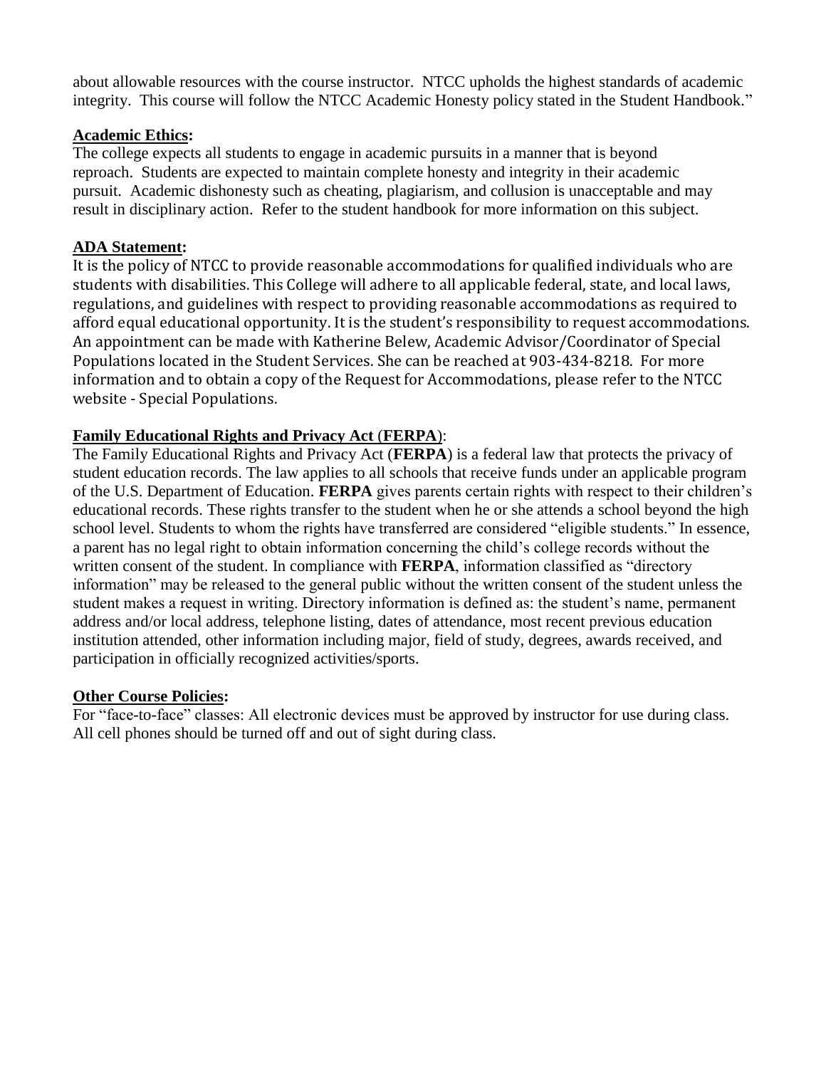about allowable resources with the course instructor. NTCC upholds the highest standards of academic integrity. This course will follow the NTCC Academic Honesty policy stated in the Student Handbook."

**Academic Ethics:**

The college expects all students to engage in academic pursuits in a manner that is beyond reproach. Students are expected to maintain complete honesty and integrity in their academic pursuit. Academic dishonesty such as cheating, plagiarism, and collusion is unacceptable and may result in disciplinary action. Refer to the student handbook for more information on this subject.

**ADA Statement:**

It is the policy of NTCC to provide reasonable accommodations for qualified individuals who are students with disabilities. This College will adhere to all applicable federal, state, and local laws, regulations, and guidelines with respect to providing reasonable accommodations as required to afford equal educational opportunity. It is the student's responsibility to request accommodations. An appointment can be made with Katherine Belew, Academic Advisor/Coordinator of Special Populations located in the Student Services. She can be reached at 903-434-8218. For more information and to obtain a copy of the Request for Accommodations, please refer to the NTCC website - Special Populations.

**Family Educational Rights and Privacy Act (FERPA):**

The Family Educational Rights and Privacy Act (**FERPA**) is a federal law that protects the privacy of student education records. The law applies to all schools that receive funds under an applicable program of the U.S. Department of Education. **FERPA** gives parents certain rights with respect to their children's educational records. These rights transfer to the student when he or she attends a school beyond the high school level. Students to whom the rights have transferred are considered "eligible students." In essence, a parent has no legal right to obtain information concerning the child's college records without the written consent of the student. In compliance with **FERPA**, information classified as "directory information" may be released to the general public without the written consent of the student unless the student makes a request in writing. Directory information is defined as: the student's name, permanent address and/or local address, telephone listing, dates of attendance, most recent previous education institution attended, other information including major, field of study, degrees, awards received, and participation in officially recognized activities/sports.

**Other Course Policies:**

For "face-to-face" classes: All electronic devices must be approved by instructor for use during class. All cell phones should be turned off and out of sight during class.